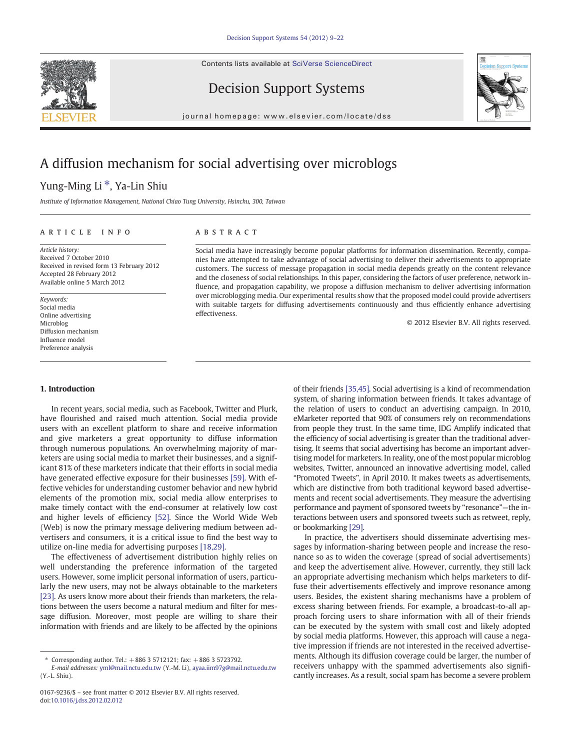# A diffusion mechanism for social advertising over microblogs

Yung-Ming Li *, Ya-Lin Shiu

*Institute of Information Management, National Chiao Tung University, Hsinchu, 300, Taiwan*

## ARTICLE INFO

*Article history:*
Received 7 October 2010
Received in revised form 13 February 2012
Accepted 28 February 2012
Available online 5 March 2012

*Keywords:*
Social media
Online advertising
Microblog
Diffusion mechanism
Influence model
Preference analysis

## ABSTRACT

Social media have increasingly become popular platforms for information dissemination. Recently, companies have attempted to take advantage of social advertising to deliver their advertisements to appropriate customers. The success of message propagation in social media depends greatly on the content relevance and the closeness of social relationships. In this paper, considering the factors of user preference, network influence, and propagation capability, we propose a diffusion mechanism to deliver advertising information over microblogging media. Our experimental results show that the proposed model could provide advertisers with suitable targets for diffusing advertisements continuously and thus efficiently enhance advertising effectiveness.

© 2012 Elsevier B.V. All rights reserved.

## 1. Introduction

In recent years, social media, such as Facebook, Twitter and Plurk, have flourished and raised much attention. Social media provide users with an excellent platform to share and receive information and give marketers a great opportunity to diffuse information through numerous populations. An overwhelming majority of marketers are using social media to market their businesses, and a significant 81% of these marketers indicate that their efforts in social media have generated effective exposure for their businesses [59]. With effective vehicles for understanding customer behavior and new hybrid elements of the promotion mix, social media allow enterprises to make timely contact with the end-consumer at relatively low cost and higher levels of efficiency [52]. Since the World Wide Web (Web) is now the primary message delivering medium between advertisers and consumers, it is a critical issue to find the best way to utilize on-line media for advertising purposes [18,29].

The effectiveness of advertisement distribution highly relies on well understanding the preference information of the targeted users. However, some implicit personal information of users, particularly the new users, may not be always obtainable to the marketers [23]. As users know more about their friends than marketers, the relations between the users become a natural medium and filter for message diffusion. Moreover, most people are willing to share their information with friends and are likely to be affected by the opinions of their friends [35,45]. Social advertising is a kind of recommendation system, of sharing information between friends. It takes advantage of the relation of users to conduct an advertising campaign. In 2010, eMarketer reported that 90% of consumers rely on recommendations from people they trust. In the same time, IDG Amplify indicated that the efficiency of social advertising is greater than the traditional advertising. It seems that social advertising has become an important advertising model for marketers. In reality, one of the most popular microblog websites, Twitter, announced an innovative advertising model, called "Promoted Tweets", in April 2010. It makes tweets as advertisements, which are distinctive from both traditional keyword based advertisements and recent social advertisements. They measure the advertising performance and payment of sponsored tweets by "resonance"—the interactions between users and sponsored tweets such as retweet, reply, or bookmarking [29].

In practice, the advertisers should disseminate advertising messages by information-sharing between people and increase the resonance so as to widen the coverage (spread of social advertisements) and keep the advertisement alive. However, currently, they still lack an appropriate advertising mechanism which helps marketers to diffuse their advertisements effectively and improve resonance among users. Besides, the existent sharing mechanisms have a problem of excess sharing between friends. For example, a broadcast-to-all approach forcing users to share information with all of their friends can be executed by the system with small cost and likely adopted by social media platforms. However, this approach will cause a negative impression if friends are not interested in the received advertisements. Although its diffusion coverage could be larger, the number of receivers unhappy with the spammed advertisements also significantly increases. As a result, social spam has become a severe problem

\* Corresponding author. Tel.: +886 3 5712121; fax: +886 3 5723792.
*E-mail addresses:* yml@mail.nctu.edu.tw (Y.-M. Li), ayaa.iim97g@mail.nctu.edu.tw (Y.-L. Shiu).

0167-9236/$ – see front matter © 2012 Elsevier B.V. All rights reserved.
doi:10.1016/j.dss.2012.02.012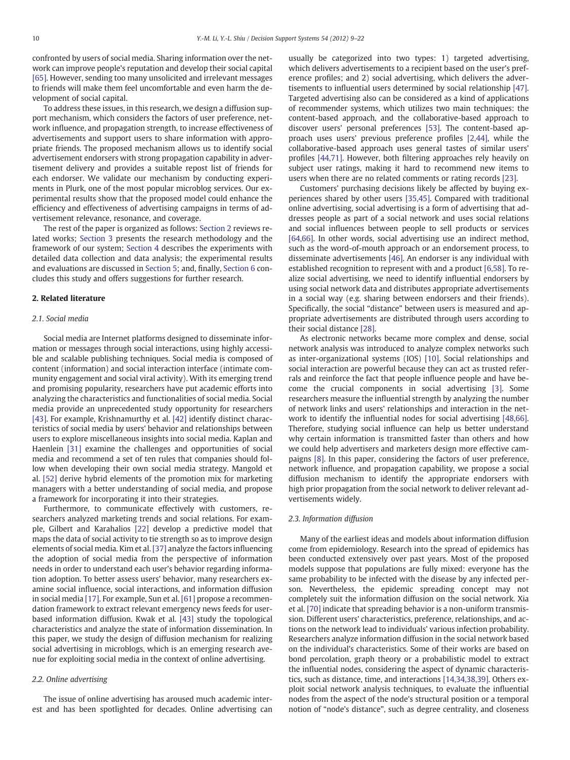confronted by users of social media. Sharing information over the network can improve people's reputation and develop their social capital [65]. However, sending too many unsolicited and irrelevant messages to friends will make them feel uncomfortable and even harm the development of social capital.

To address these issues, in this research, we design a diffusion support mechanism, which considers the factors of user preference, network influence, and propagation strength, to increase effectiveness of advertisements and support users to share information with appropriate friends. The proposed mechanism allows us to identify social advertisement endorsers with strong propagation capability in advertisement delivery and provides a suitable repost list of friends for each endorser. We validate our mechanism by conducting experiments in Plurk, one of the most popular microblog services. Our experimental results show that the proposed model could enhance the efficiency and effectiveness of advertising campaigns in terms of advertisement relevance, resonance, and coverage.

The rest of the paper is organized as follows: Section 2 reviews related works; Section 3 presents the research methodology and the framework of our system; Section 4 describes the experiments with detailed data collection and data analysis; the experimental results and evaluations are discussed in Section 5; and, finally, Section 6 concludes this study and offers suggestions for further research.

## 2. Related literature

### 2.1. Social media

Social media are Internet platforms designed to disseminate information or messages through social interactions, using highly accessible and scalable publishing techniques. Social media is composed of content (information) and social interaction interface (intimate community engagement and social viral activity). With its emerging trend and promising popularity, researchers have put academic efforts into analyzing the characteristics and functionalities of social media. Social media provide an unprecedented study opportunity for researchers [43]. For example, Krishnamurthy et al. [42] identify distinct characteristics of social media by users' behavior and relationships between users to explore miscellaneous insights into social media. Kaplan and Haenlein [31] examine the challenges and opportunities of social media and recommend a set of ten rules that companies should follow when developing their own social media strategy. Mangold et al. [52] derive hybrid elements of the promotion mix for marketing managers with a better understanding of social media, and propose a framework for incorporating it into their strategies.

Furthermore, to communicate effectively with customers, researchers analyzed marketing trends and social relations. For example, Gilbert and Karahalios [22] develop a predictive model that maps the data of social activity to tie strength so as to improve design elements of social media. Kim et al. [37] analyze the factors influencing the adoption of social media from the perspective of information needs in order to understand each user's behavior regarding information adoption. To better assess users' behavior, many researchers examine social influence, social interactions, and information diffusion in social media [17]. For example, Sun et al. [61] propose a recommendation framework to extract relevant emergency news feeds for user-based information diffusion. Kwak et al. [43] study the topological characteristics and analyze the state of information dissemination. In this paper, we study the design of diffusion mechanism for realizing social advertising in microblogs, which is an emerging research avenue for exploiting social media in the context of online advertising.

### 2.2. Online advertising

The issue of online advertising has aroused much academic interest and has been spotlighted for decades. Online advertising can usually be categorized into two types: 1) targeted advertising, which delivers advertisements to a recipient based on the user's preference profiles; and 2) social advertising, which delivers the advertisements to influential users determined by social relationship [47]. Targeted advertising also can be considered as a kind of applications of recommender systems, which utilizes two main techniques: the content-based approach, and the collaborative-based approach to discover users' personal preferences [53]. The content-based approach uses users' previous preference profiles [2,44], while the collaborative-based approach uses general tastes of similar users' profiles [44,71]. However, both filtering approaches rely heavily on subject user ratings, making it hard to recommend new items to users when there are no related comments or rating records [23].

Customers' purchasing decisions likely be affected by buying experiences shared by other users [35,45]. Compared with traditional online advertising, social advertising is a form of advertising that addresses people as part of a social network and uses social relations and social influences between people to sell products or services [64,66]. In other words, social advertising use an indirect method, such as the word-of-mouth approach or an endorsement process, to disseminate advertisements [46]. An endorser is any individual with established recognition to represent with and a product [6,58]. To realize social advertising, we need to identify influential endorsers by using social network data and distributes appropriate advertisements in a social way (e.g. sharing between endorsers and their friends). Specifically, the social "distance" between users is measured and appropriate advertisements are distributed through users according to their social distance [28].

As electronic networks became more complex and dense, social network analysis was introduced to analyze complex networks such as inter-organizational systems (IOS) [10]. Social relationships and social interaction are powerful because they can act as trusted referrals and reinforce the fact that people influence people and have become the crucial components in social advertising [3]. Some researchers measure the influential strength by analyzing the number of network links and users' relationships and interaction in the network to identify the influential nodes for social advertising [48,66]. Therefore, studying social influence can help us better understand why certain information is transmitted faster than others and how we could help advertisers and marketers design more effective campaigns [8]. In this paper, considering the factors of user preference, network influence, and propagation capability, we propose a social diffusion mechanism to identify the appropriate endorsers with high prior propagation from the social network to deliver relevant advertisements widely.

### 2.3. Information diffusion

Many of the earliest ideas and models about information diffusion come from epidemiology. Research into the spread of epidemics has been conducted extensively over past years. Most of the proposed models suppose that populations are fully mixed: everyone has the same probability to be infected with the disease by any infected person. Nevertheless, the epidemic spreading concept may not completely suit the information diffusion on the social network. Xia et al. [70] indicate that spreading behavior is a non-uniform transmission. Different users' characteristics, preference, relationships, and actions on the network lead to individuals' various infection probability. Researchers analyze information diffusion in the social network based on the individual's characteristics. Some of their works are based on bond percolation, graph theory or a probabilistic model to extract the influential nodes, considering the aspect of dynamic characteristics, such as distance, time, and interactions [14,34,38,39]. Others exploit social network analysis techniques, to evaluate the influential nodes from the aspect of the node's structural position or a temporal notion of "node's distance", such as degree centrality, and closeness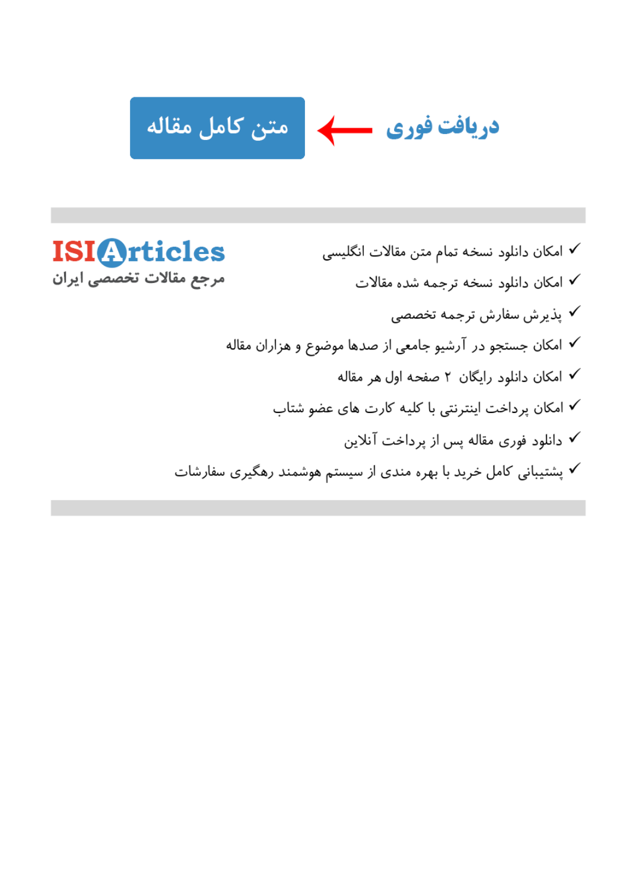دریافت فوری ← **متن کامل مقاله**

**ISIArticles**
مرجع مقالات تخصصی ایران

- ✓ امکان دانلود نسخه تمام متن مقالات انگلیسی
- ✓ امکان دانلود نسخه ترجمه شده مقالات
- ✓ پذیرش سفارش ترجمه تخصصی
- ✓ امکان جستجو در آرشیو جامعی از صدها موضوع و هزاران مقاله
- ✓ امکان دانلود رایگان ۲ صفحه اول هر مقاله
- ✓ امکان پرداخت اینترنتی با کلیه کارت های عضو شتاب
- ✓ دانلود فوری مقاله پس از پرداخت آنلاین
- ✓ پشتیبانی کامل خرید با بهره مندی از سیستم هوشمند رهگیری سفارشات